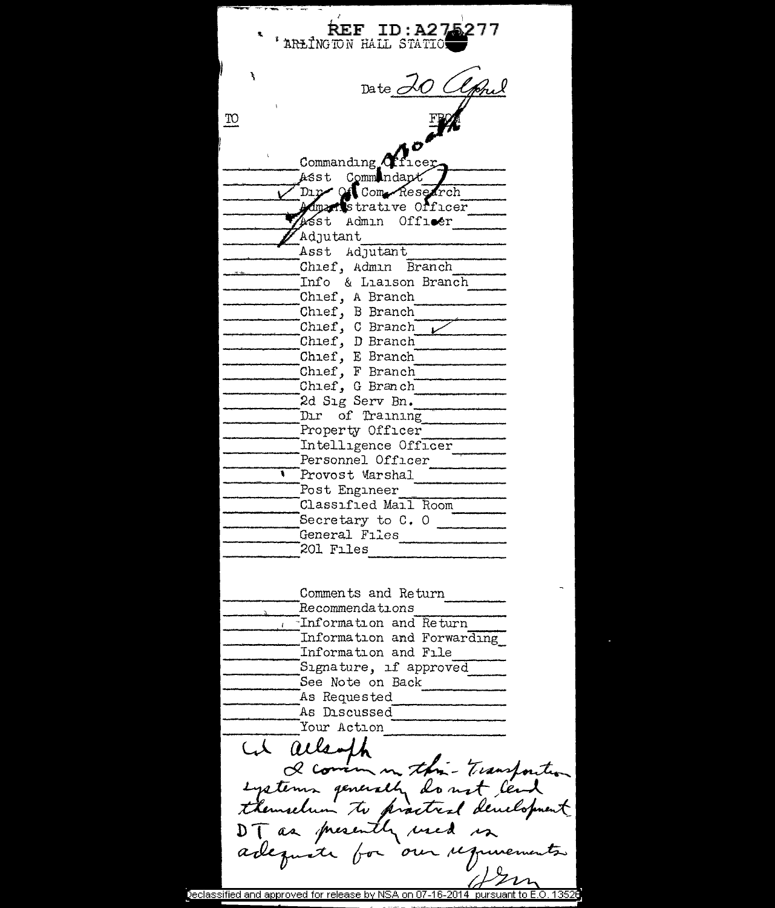REF ID:A275277

ARLINGTON HALL STATION

Date 20 April

TO FROM

Col. Alsoath

- Commanding Officer
- Asst Commandant
- ✓ Dir of Com Research
- Administrative Officer
- Asst Admin Officer
- Adjutant
- Asst Adjutant
- Chief, Admin Branch
- Info & Liaison Branch
- Chief, A Branch
- Chief, B Branch
- Chief, C Branch ✓
- Chief, D Branch
- Chief, E Branch
- Chief, F Branch
- Chief, G Branch
- 2d Sig Serv Bn.
- Dir of Training
- Property Officer
- Intelligence Officer
- Personnel Officer
- Provost Marshal
- Post Engineer
- Classified Mail Room
- Secretary to C. O
- General Files
- 201 Files

- Comments and Return
- Recommendations
- Information and Return
- Information and Forwarding
- Information and File
- Signature, if approved
- See Note on Back
- As Requested
- As Discussed
- Your Action

Col Allsoph

I concur in this - Transposition systems generally do not lend themselves to practical development. DT as presently used is adequate for our requirements.

Hrm

Declassified and approved for release by NSA on 07-16-2014 pursuant to E.O. 13526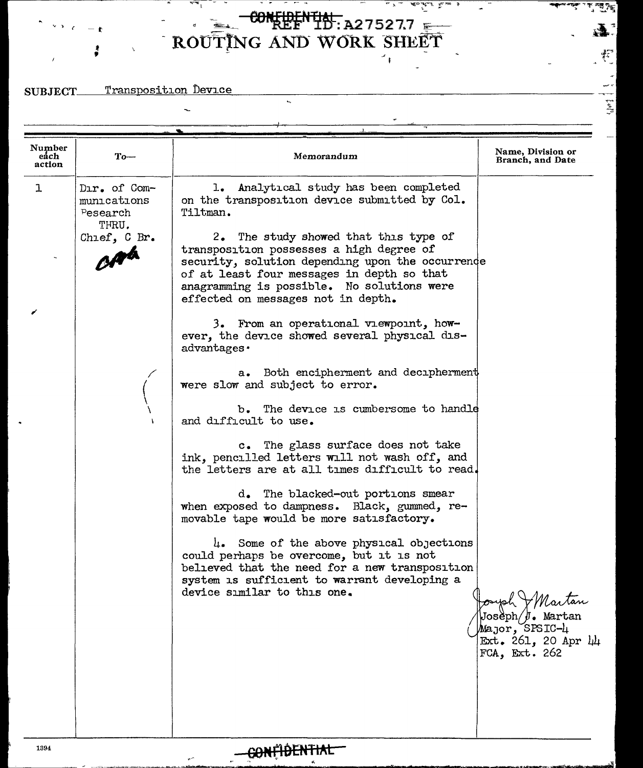CONFIDENTIAL REF ID:A275277

# ROUTING AND WORK SHEET

**SUBJECT** Transposition Device

| Number each action | To— | Memorandum | Name, Division or Branch, and Date |
|---|---|---|---|
| 1 | Dir. of Communications Research THRU. Chief, C Br. | 1. Analytical study has been completed on the transposition device submitted by Col. Tiltman.<br><br>2. The study showed that this type of transposition possesses a high degree of security, solution depending upon the occurrence of at least four messages in depth so that anagramming is possible. No solutions were effected on messages not in depth.<br><br>3. From an operational viewpoint, however, the device showed several physical disadvantages:<br><br>a. Both encipherment and decipherment were slow and subject to error.<br><br>b. The device is cumbersome to handle and difficult to use.<br><br>c. The glass surface does not take ink, pencilled letters will not wash off, and the letters are at all times difficult to read.<br><br>d. The blacked-out portions smear when exposed to dampness. Black, gummed, removable tape would be more satisfactory.<br><br>4. Some of the above physical objections could perhaps be overcome, but it is not believed that the need for a new transposition system is sufficient to warrant developing a device similar to this one. | Joseph J. Martan<br>Joseph J. Martan<br>Major, SPSIC-4<br>Ext. 261, 20 Apr 44<br>FCA, Ext. 262 |

1394

CONFIDENTIAL